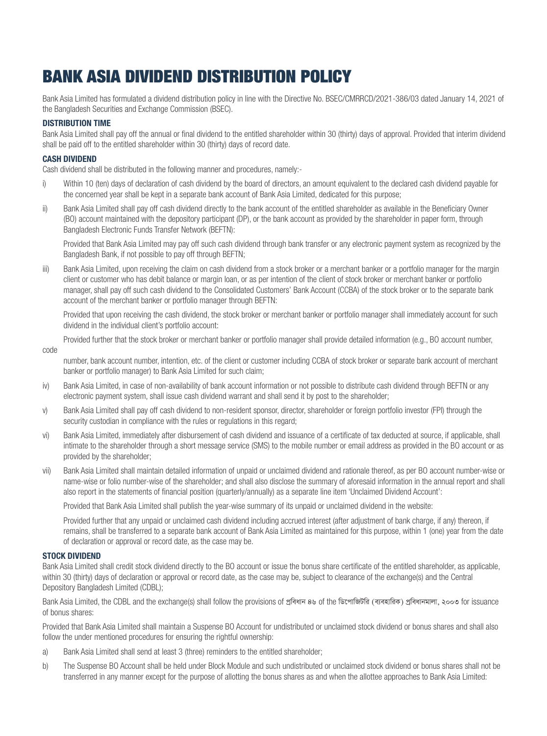# BANK ASIA DIVIDEND DISTRIBUTION POLICY

Bank Asia Limited has formulated a dividend distribution policy in line with the Directive No. BSEC/CMRRCD/2021-386/03 dated January 14, 2021 of the Bangladesh Securities and Exchange Commission (BSEC).

### DISTRIBUTION TIME

Bank Asia Limited shall pay off the annual or final dividend to the entitled shareholder within 30 (thirty) days of approval. Provided that interim dividend shall be paid off to the entitled shareholder within 30 (thirty) days of record date.

### CASH DIVIDEND

Cash dividend shall be distributed in the following manner and procedures, namely:-

i) Within 10 (ten) days of declaration of cash dividend by the board of directors, an amount equivalent to the declared cash dividend payable for the concerned year shall be kept in a separate bank account of Bank Asia Limited, dedicated for this purpose;

ii) Bank Asia Limited shall pay off cash dividend directly to the bank account of the entitled shareholder as available in the Beneficiary Owner (BO) account maintained with the depository participant (DP), or the bank account as provided by the shareholder in paper form, through Bangladesh Electronic Funds Transfer Network (BEFTN):

   Provided that Bank Asia Limited may pay off such cash dividend through bank transfer or any electronic payment system as recognized by the Bangladesh Bank, if not possible to pay off through BEFTN;

iii) Bank Asia Limited, upon receiving the claim on cash dividend from a stock broker or a merchant banker or a portfolio manager for the margin client or customer who has debit balance or margin loan, or as per intention of the client of stock broker or merchant banker or portfolio manager, shall pay off such cash dividend to the Consolidated Customers' Bank Account (CCBA) of the stock broker or to the separate bank account of the merchant banker or portfolio manager through BEFTN:

   Provided that upon receiving the cash dividend, the stock broker or merchant banker or portfolio manager shall immediately account for such dividend in the individual client's portfolio account:

   Provided further that the stock broker or merchant banker or portfolio manager shall provide detailed information (e.g., BO account number, code number, bank account number, intention, etc. of the client or customer including CCBA of stock broker or separate bank account of merchant banker or portfolio manager) to Bank Asia Limited for such claim;

iv) Bank Asia Limited, in case of non-availability of bank account information or not possible to distribute cash dividend through BEFTN or any electronic payment system, shall issue cash dividend warrant and shall send it by post to the shareholder;

v) Bank Asia Limited shall pay off cash dividend to non-resident sponsor, director, shareholder or foreign portfolio investor (FPI) through the security custodian in compliance with the rules or regulations in this regard;

vi) Bank Asia Limited, immediately after disbursement of cash dividend and issuance of a certificate of tax deducted at source, if applicable, shall intimate to the shareholder through a short message service (SMS) to the mobile number or email address as provided in the BO account or as provided by the shareholder;

vii) Bank Asia Limited shall maintain detailed information of unpaid or unclaimed dividend and rationale thereof, as per BO account number-wise or name-wise or folio number-wise of the shareholder; and shall also disclose the summary of aforesaid information in the annual report and shall also report in the statements of financial position (quarterly/annually) as a separate line item 'Unclaimed Dividend Account':

   Provided that Bank Asia Limited shall publish the year-wise summary of its unpaid or unclaimed dividend in the website:

   Provided further that any unpaid or unclaimed cash dividend including accrued interest (after adjustment of bank charge, if any) thereon, if remains, shall be transferred to a separate bank account of Bank Asia Limited as maintained for this purpose, within 1 (one) year from the date of declaration or approval or record date, as the case may be.

### STOCK DIVIDEND

Bank Asia Limited shall credit stock dividend directly to the BO account or issue the bonus share certificate of the entitled shareholder, as applicable, within 30 (thirty) days of declaration or approval or record date, as the case may be, subject to clearance of the exchange(s) and the Central Depository Bangladesh Limited (CDBL);

Bank Asia Limited, the CDBL and the exchange(s) shall follow the provisions of প্রবিধান ৪৬ of the ডিপোজিটরি (ব্যবহারিক) প্রবিধানমালা, ২০০৩ for issuance of bonus shares:

Provided that Bank Asia Limited shall maintain a Suspense BO Account for undistributed or unclaimed stock dividend or bonus shares and shall also follow the under mentioned procedures for ensuring the rightful ownership:

a) Bank Asia Limited shall send at least 3 (three) reminders to the entitled shareholder;

b) The Suspense BO Account shall be held under Block Module and such undistributed or unclaimed stock dividend or bonus shares shall not be transferred in any manner except for the purpose of allotting the bonus shares as and when the allottee approaches to Bank Asia Limited: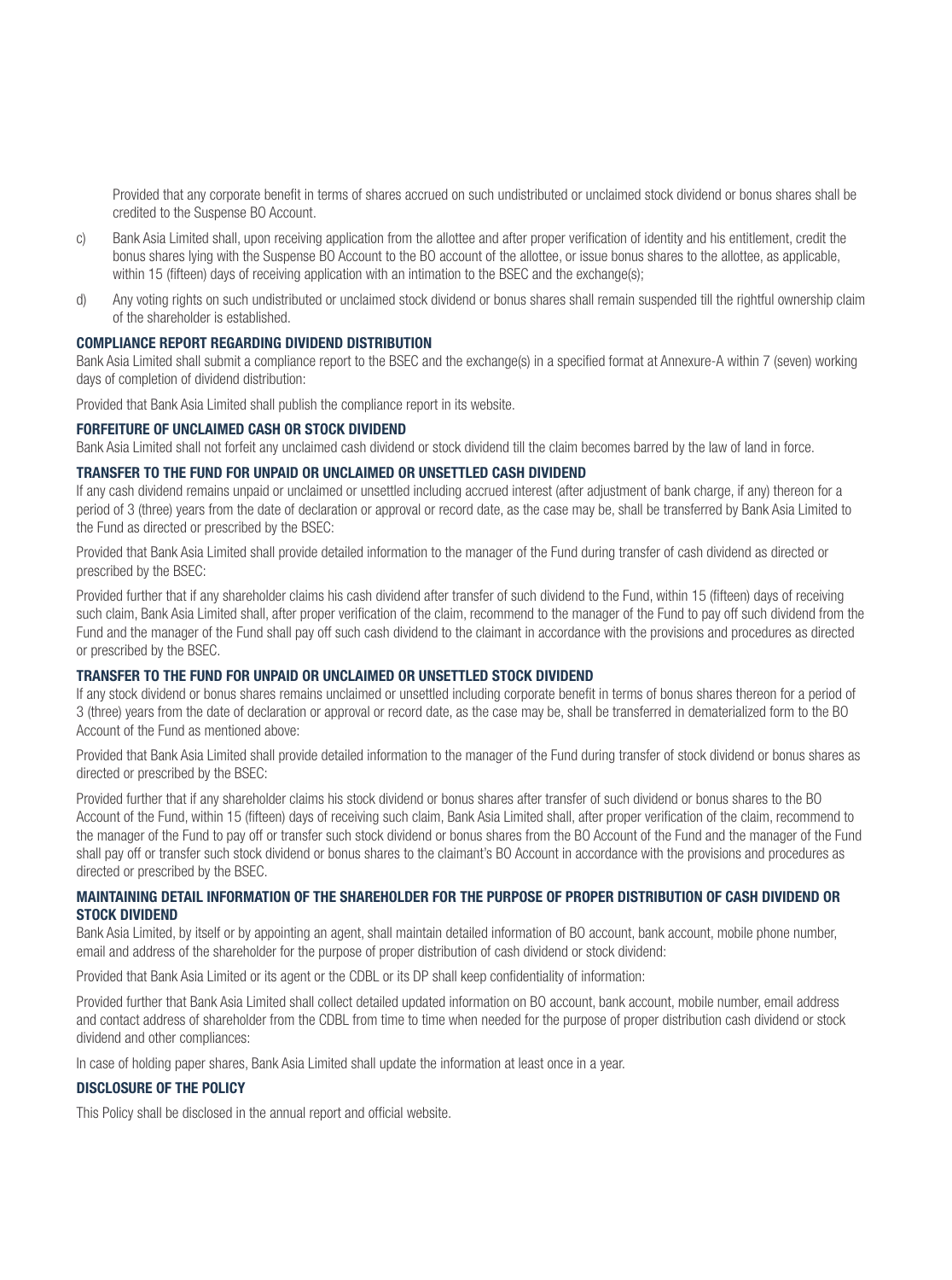Provided that any corporate benefit in terms of shares accrued on such undistributed or unclaimed stock dividend or bonus shares shall be credited to the Suspense BO Account.

c) Bank Asia Limited shall, upon receiving application from the allottee and after proper verification of identity and his entitlement, credit the bonus shares lying with the Suspense BO Account to the BO account of the allottee, or issue bonus shares to the allottee, as applicable, within 15 (fifteen) days of receiving application with an intimation to the BSEC and the exchange(s);

d) Any voting rights on such undistributed or unclaimed stock dividend or bonus shares shall remain suspended till the rightful ownership claim of the shareholder is established.

### COMPLIANCE REPORT REGARDING DIVIDEND DISTRIBUTION

Bank Asia Limited shall submit a compliance report to the BSEC and the exchange(s) in a specified format at Annexure-A within 7 (seven) working days of completion of dividend distribution:

Provided that Bank Asia Limited shall publish the compliance report in its website.

### FORFEITURE OF UNCLAIMED CASH OR STOCK DIVIDEND

Bank Asia Limited shall not forfeit any unclaimed cash dividend or stock dividend till the claim becomes barred by the law of land in force.

### TRANSFER TO THE FUND FOR UNPAID OR UNCLAIMED OR UNSETTLED CASH DIVIDEND

If any cash dividend remains unpaid or unclaimed or unsettled including accrued interest (after adjustment of bank charge, if any) thereon for a period of 3 (three) years from the date of declaration or approval or record date, as the case may be, shall be transferred by Bank Asia Limited to the Fund as directed or prescribed by the BSEC:

Provided that Bank Asia Limited shall provide detailed information to the manager of the Fund during transfer of cash dividend as directed or prescribed by the BSEC:

Provided further that if any shareholder claims his cash dividend after transfer of such dividend to the Fund, within 15 (fifteen) days of receiving such claim, Bank Asia Limited shall, after proper verification of the claim, recommend to the manager of the Fund to pay off such dividend from the Fund and the manager of the Fund shall pay off such cash dividend to the claimant in accordance with the provisions and procedures as directed or prescribed by the BSEC.

### TRANSFER TO THE FUND FOR UNPAID OR UNCLAIMED OR UNSETTLED STOCK DIVIDEND

If any stock dividend or bonus shares remains unclaimed or unsettled including corporate benefit in terms of bonus shares thereon for a period of 3 (three) years from the date of declaration or approval or record date, as the case may be, shall be transferred in dematerialized form to the BO Account of the Fund as mentioned above:

Provided that Bank Asia Limited shall provide detailed information to the manager of the Fund during transfer of stock dividend or bonus shares as directed or prescribed by the BSEC:

Provided further that if any shareholder claims his stock dividend or bonus shares after transfer of such dividend or bonus shares to the BO Account of the Fund, within 15 (fifteen) days of receiving such claim, Bank Asia Limited shall, after proper verification of the claim, recommend to the manager of the Fund to pay off or transfer such stock dividend or bonus shares from the BO Account of the Fund and the manager of the Fund shall pay off or transfer such stock dividend or bonus shares to the claimant's BO Account in accordance with the provisions and procedures as directed or prescribed by the BSEC.

### MAINTAINING DETAIL INFORMATION OF THE SHAREHOLDER FOR THE PURPOSE OF PROPER DISTRIBUTION OF CASH DIVIDEND OR STOCK DIVIDEND

Bank Asia Limited, by itself or by appointing an agent, shall maintain detailed information of BO account, bank account, mobile phone number, email and address of the shareholder for the purpose of proper distribution of cash dividend or stock dividend:

Provided that Bank Asia Limited or its agent or the CDBL or its DP shall keep confidentiality of information:

Provided further that Bank Asia Limited shall collect detailed updated information on BO account, bank account, mobile number, email address and contact address of shareholder from the CDBL from time to time when needed for the purpose of proper distribution cash dividend or stock dividend and other compliances:

In case of holding paper shares, Bank Asia Limited shall update the information at least once in a year.

### DISCLOSURE OF THE POLICY

This Policy shall be disclosed in the annual report and official website.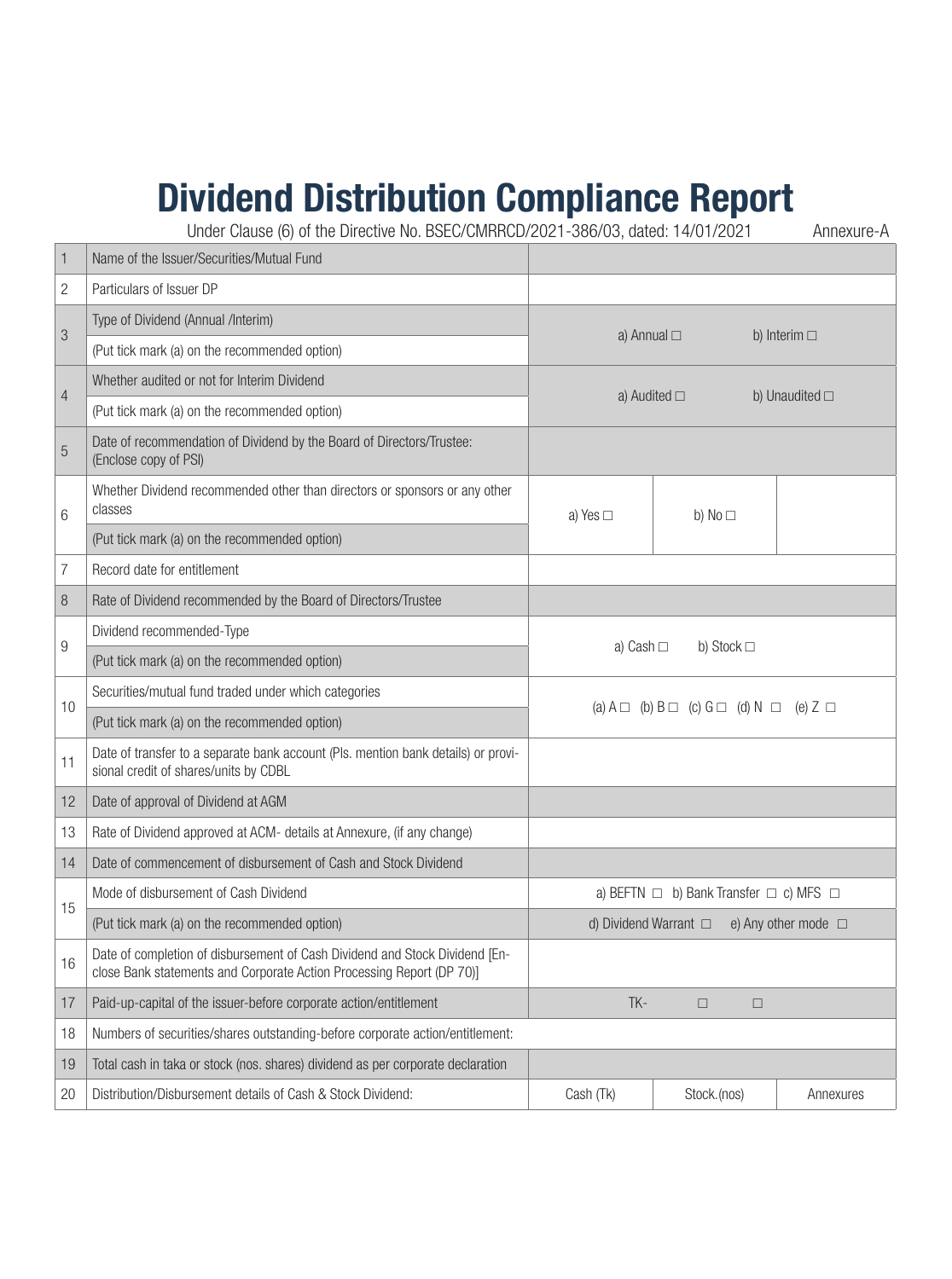# Dividend Distribution Compliance Report

Under Clause (6) of the Directive No. BSEC/CMRRCD/2021-386/03, dated: 14/01/2021 Annexure-A

| | | | | |
|---|---|---|---|---|
| 1 | Name of the Issuer/Securities/Mutual Fund | | | |
| 2 | Particulars of Issuer DP | | | |
| 3 | Type of Dividend (Annual /Interim)<br>(Put tick mark (a) on the recommended option) | a) Annual □ | | b) Interim □ |
| 4 | Whether audited or not for Interim Dividend<br>(Put tick mark (a) on the recommended option) | a) Audited □ | | b) Unaudited □ |
| 5 | Date of recommendation of Dividend by the Board of Directors/Trustee: (Enclose copy of PSI) | | | |
| 6 | Whether Dividend recommended other than directors or sponsors or any other classes<br>(Put tick mark (a) on the recommended option) | a) Yes □ | b) No □ | |
| 7 | Record date for entitlement | | | |
| 8 | Rate of Dividend recommended by the Board of Directors/Trustee | | | |
| 9 | Dividend recommended-Type<br>(Put tick mark (a) on the recommended option) | a) Cash □ b) Stock □ | | |
| 10 | Securities/mutual fund traded under which categories<br>(Put tick mark (a) on the recommended option) | (a) A □ (b) B □ (c) G □ (d) N □ (e) Z □ | | |
| 11 | Date of transfer to a separate bank account (Pls. mention bank details) or provisional credit of shares/units by CDBL | | | |
| 12 | Date of approval of Dividend at AGM | | | |
| 13 | Rate of Dividend approved at ACM- details at Annexure, (if any change) | | | |
| 14 | Date of commencement of disbursement of Cash and Stock Dividend | | | |
| 15 | Mode of disbursement of Cash Dividend<br>(Put tick mark (a) on the recommended option) | a) BEFTN □ b) Bank Transfer □ c) MFS □<br>d) Dividend Warrant □ e) Any other mode □ | | |
| 16 | Date of completion of disbursement of Cash Dividend and Stock Dividend [Enclose Bank statements and Corporate Action Processing Report (DP 70)] | | | |
| 17 | Paid-up-capital of the issuer-before corporate action/entitlement | TK- | □ | □ |
| 18 | Numbers of securities/shares outstanding-before corporate action/entitlement: | | | |
| 19 | Total cash in taka or stock (nos. shares) dividend as per corporate declaration | | | |
| 20 | Distribution/Disbursement details of Cash & Stock Dividend: | Cash (Tk) | Stock.(nos) | Annexures |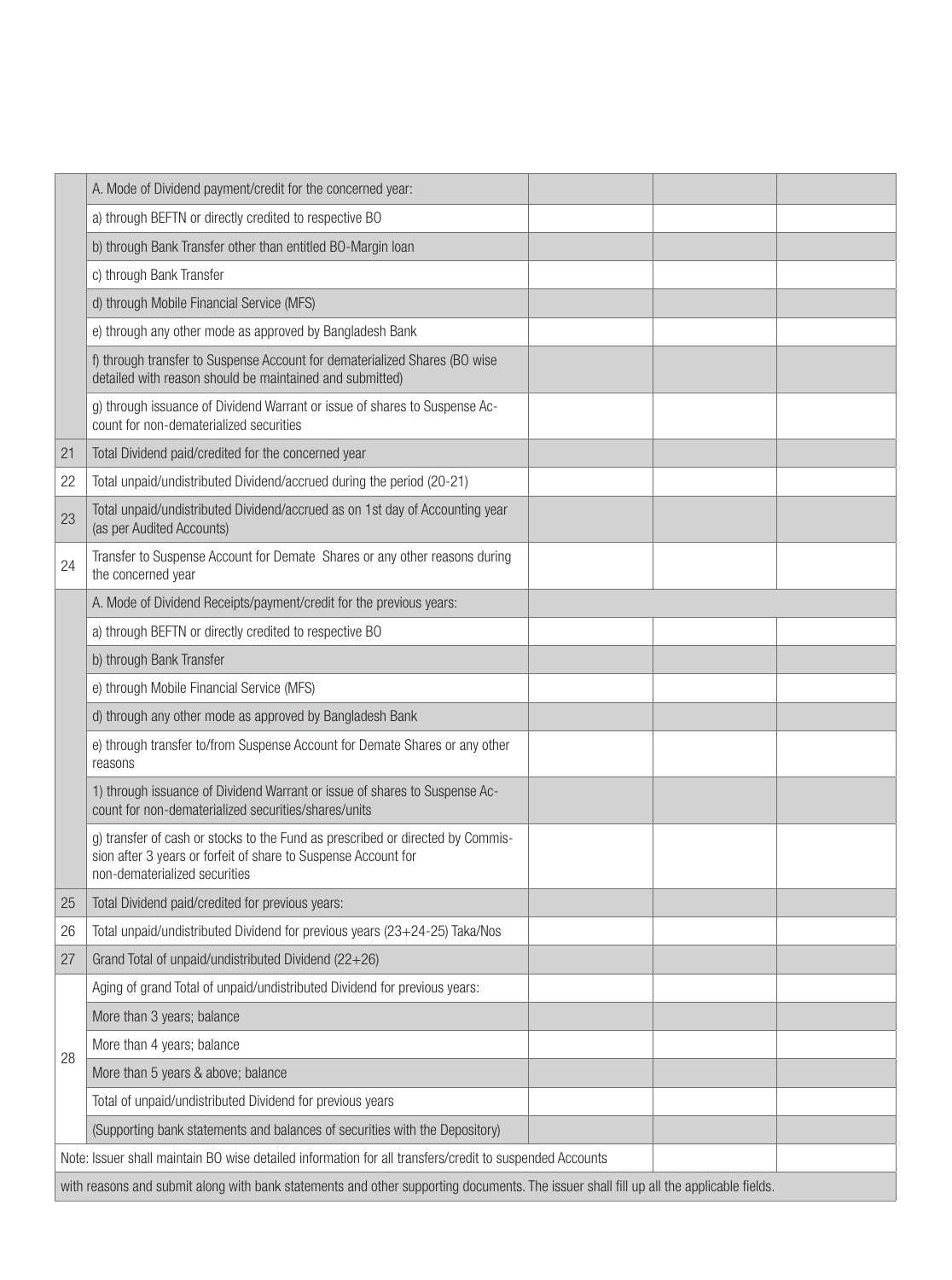| | | | | |
|---|---|---|---|---|
| | A. Mode of Dividend payment/credit for the concerned year: | | | |
| | a) through BEFTN or directly credited to respective BO | | | |
| | b) through Bank Transfer other than entitled BO-Margin loan | | | |
| | c) through Bank Transfer | | | |
| | d) through Mobile Financial Service (MFS) | | | |
| | e) through any other mode as approved by Bangladesh Bank | | | |
| | f) through transfer to Suspense Account for dematerialized Shares (BO wise detailed with reason should be maintained and submitted) | | | |
| | g) through issuance of Dividend Warrant or issue of shares to Suspense Account for non-dematerialized securities | | | |
| 21 | Total Dividend paid/credited for the concerned year | | | |
| 22 | Total unpaid/undistributed Dividend/accrued during the period (20-21) | | | |
| 23 | Total unpaid/undistributed Dividend/accrued as on 1st day of Accounting year (as per Audited Accounts) | | | |
| 24 | Transfer to Suspense Account for Demate Shares or any other reasons during the concerned year | | | |
| | A. Mode of Dividend Receipts/payment/credit for the previous years: | | | |
| | a) through BEFTN or directly credited to respective BO | | | |
| | b) through Bank Transfer | | | |
| | e) through Mobile Financial Service (MFS) | | | |
| | d) through any other mode as approved by Bangladesh Bank | | | |
| | e) through transfer to/from Suspense Account for Demate Shares or any other reasons | | | |
| | 1) through issuance of Dividend Warrant or issue of shares to Suspense Account for non-dematerialized securities/shares/units | | | |
| | g) transfer of cash or stocks to the Fund as prescribed or directed by Commission after 3 years or forfeit of share to Suspense Account for non-dematerialized securities | | | |
| 25 | Total Dividend paid/credited for previous years: | | | |
| 26 | Total unpaid/undistributed Dividend for previous years (23+24-25) Taka/Nos | | | |
| 27 | Grand Total of unpaid/undistributed Dividend (22+26) | | | |
| 28 | Aging of grand Total of unpaid/undistributed Dividend for previous years: | | | |
| | More than 3 years; balance | | | |
| | More than 4 years; balance | | | |
| | More than 5 years & above; balance | | | |
| | Total of unpaid/undistributed Dividend for previous years | | | |
| | (Supporting bank statements and balances of securities with the Depository) | | | |

Note: Issuer shall maintain BO wise detailed information for all transfers/credit to suspended Accounts with reasons and submit along with bank statements and other supporting documents. The issuer shall fill up all the applicable fields.